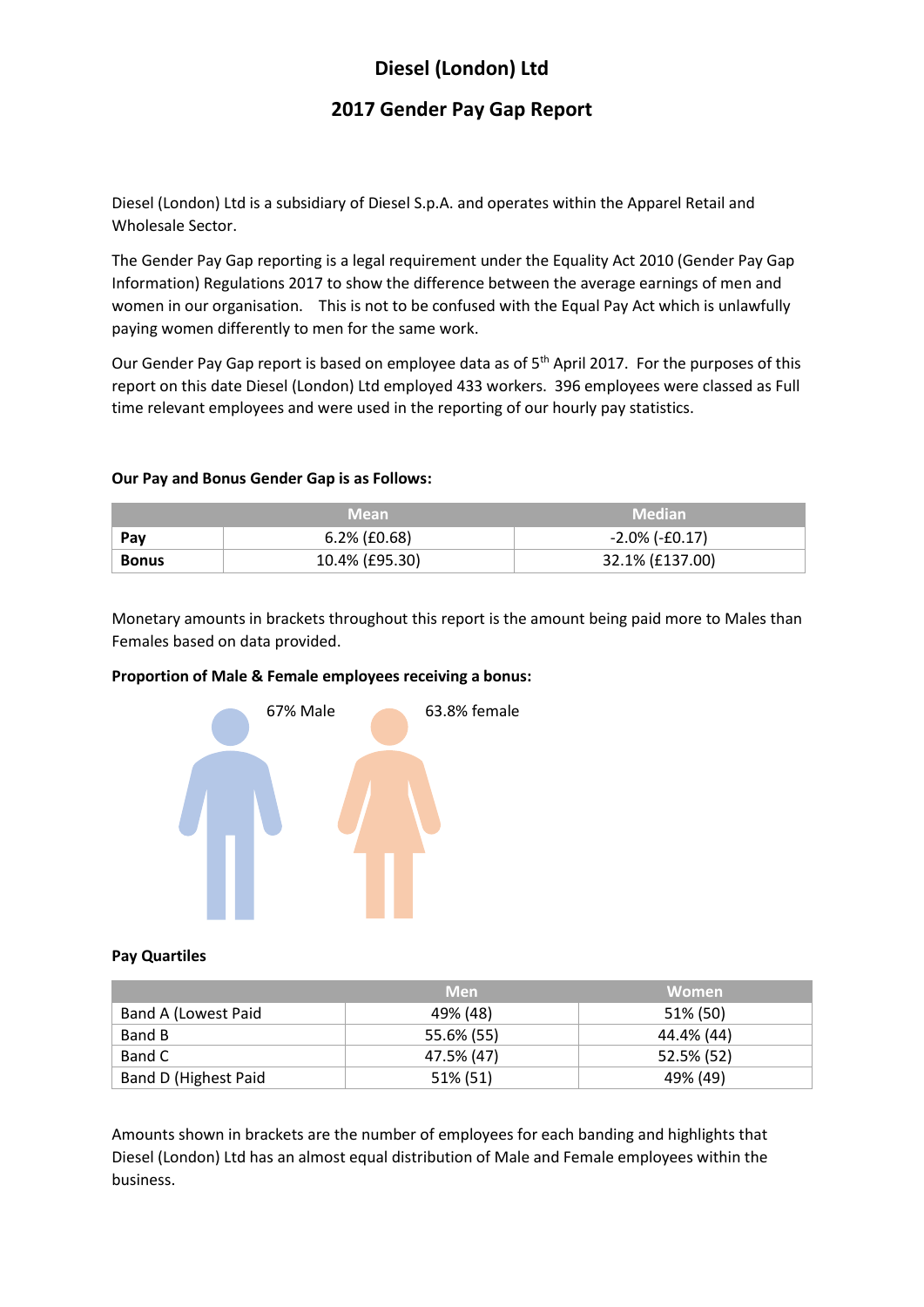# Diesel (London) Ltd

## 2017 Gender Pay Gap Report

Diesel (London) Ltd is a subsidiary of Diesel S.p.A. and operates within the Apparel Retail and Wholesale Sector.

The Gender Pay Gap reporting is a legal requirement under the Equality Act 2010 (Gender Pay Gap Information) Regulations 2017 to show the difference between the average earnings of men and women in our organisation. This is not to be confused with the Equal Pay Act which is unlawfully paying women differently to men for the same work.

Our Gender Pay Gap report is based on employee data as of 5th April 2017. For the purposes of this report on this date Diesel (London) Ltd employed 433 workers. 396 employees were classed as Full time relevant employees and were used in the reporting of our hourly pay statistics.

**Our Pay and Bonus Gender Gap is as Follows:**

| | Mean | Median |
|---|---|---|
| **Pay** | 6.2% (£0.68) | -2.0% (-£0.17) |
| **Bonus** | 10.4% (£95.30) | 32.1% (£137.00) |

Monetary amounts in brackets throughout this report is the amount being paid more to Males than Females based on data provided.

**Proportion of Male & Female employees receiving a bonus:**

67% Male

63.8% female

**Pay Quartiles**

| | Men | Women |
|---|---|---|
| Band A (Lowest Paid | 49% (48) | 51% (50) |
| Band B | 55.6% (55) | 44.4% (44) |
| Band C | 47.5% (47) | 52.5% (52) |
| Band D (Highest Paid | 51% (51) | 49% (49) |

Amounts shown in brackets are the number of employees for each banding and highlights that Diesel (London) Ltd has an almost equal distribution of Male and Female employees within the business.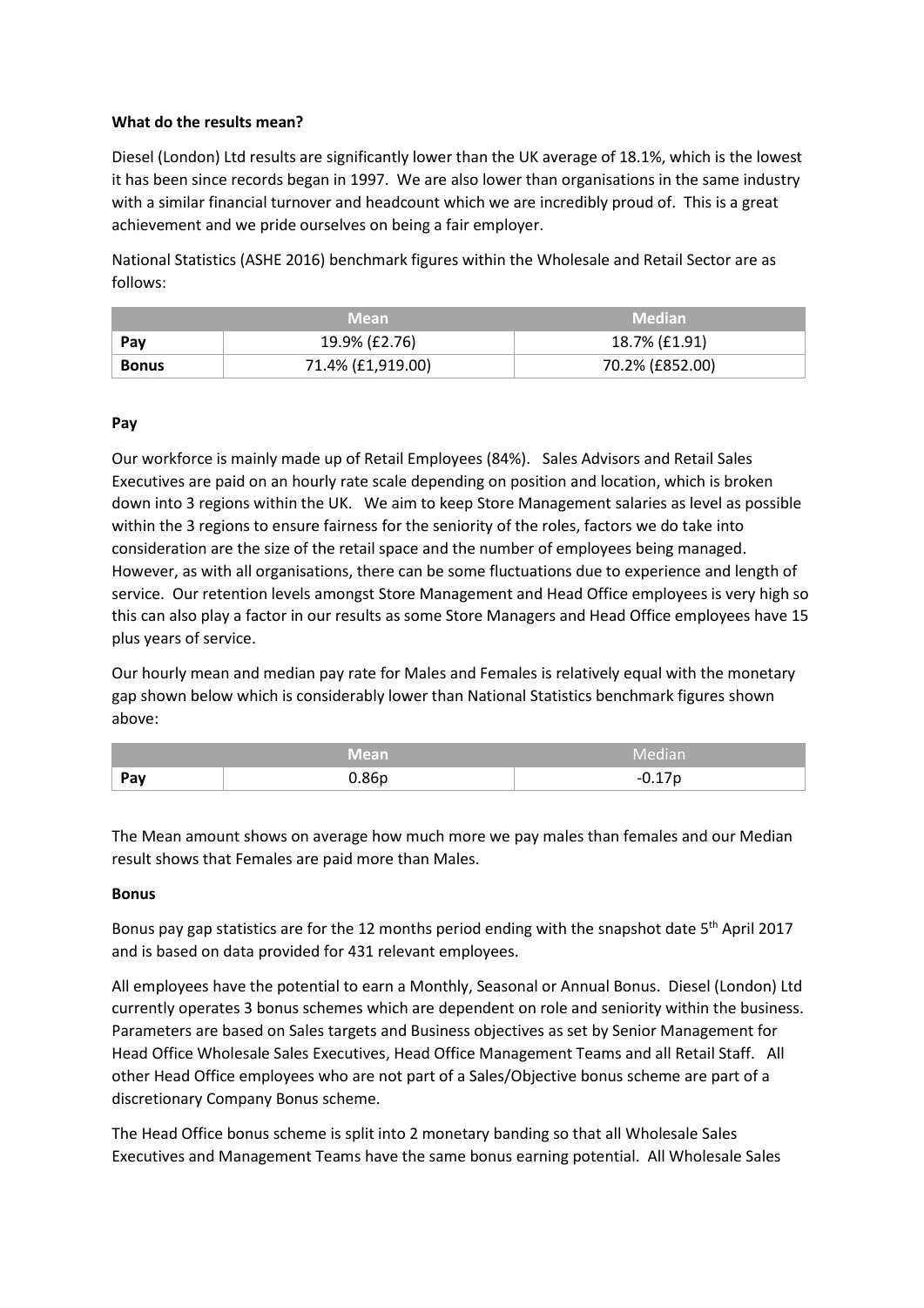**What do the results mean?**

Diesel (London) Ltd results are significantly lower than the UK average of 18.1%, which is the lowest it has been since records began in 1997. We are also lower than organisations in the same industry with a similar financial turnover and headcount which we are incredibly proud of. This is a great achievement and we pride ourselves on being a fair employer.

National Statistics (ASHE 2016) benchmark figures within the Wholesale and Retail Sector are as follows:

| | Mean | Median |
|---|---|---|
| **Pay** | 19.9% (£2.76) | 18.7% (£1.91) |
| **Bonus** | 71.4% (£1,919.00) | 70.2% (£852.00) |

**Pay**

Our workforce is mainly made up of Retail Employees (84%). Sales Advisors and Retail Sales Executives are paid on an hourly rate scale depending on position and location, which is broken down into 3 regions within the UK. We aim to keep Store Management salaries as level as possible within the 3 regions to ensure fairness for the seniority of the roles, factors we do take into consideration are the size of the retail space and the number of employees being managed. However, as with all organisations, there can be some fluctuations due to experience and length of service. Our retention levels amongst Store Management and Head Office employees is very high so this can also play a factor in our results as some Store Managers and Head Office employees have 15 plus years of service.

Our hourly mean and median pay rate for Males and Females is relatively equal with the monetary gap shown below which is considerably lower than National Statistics benchmark figures shown above:

| | Mean | Median |
|---|---|---|
| **Pay** | 0.86p | -0.17p |

The Mean amount shows on average how much more we pay males than females and our Median result shows that Females are paid more than Males.

**Bonus**

Bonus pay gap statistics are for the 12 months period ending with the snapshot date 5th April 2017 and is based on data provided for 431 relevant employees.

All employees have the potential to earn a Monthly, Seasonal or Annual Bonus. Diesel (London) Ltd currently operates 3 bonus schemes which are dependent on role and seniority within the business. Parameters are based on Sales targets and Business objectives as set by Senior Management for Head Office Wholesale Sales Executives, Head Office Management Teams and all Retail Staff. All other Head Office employees who are not part of a Sales/Objective bonus scheme are part of a discretionary Company Bonus scheme.

The Head Office bonus scheme is split into 2 monetary banding so that all Wholesale Sales Executives and Management Teams have the same bonus earning potential. All Wholesale Sales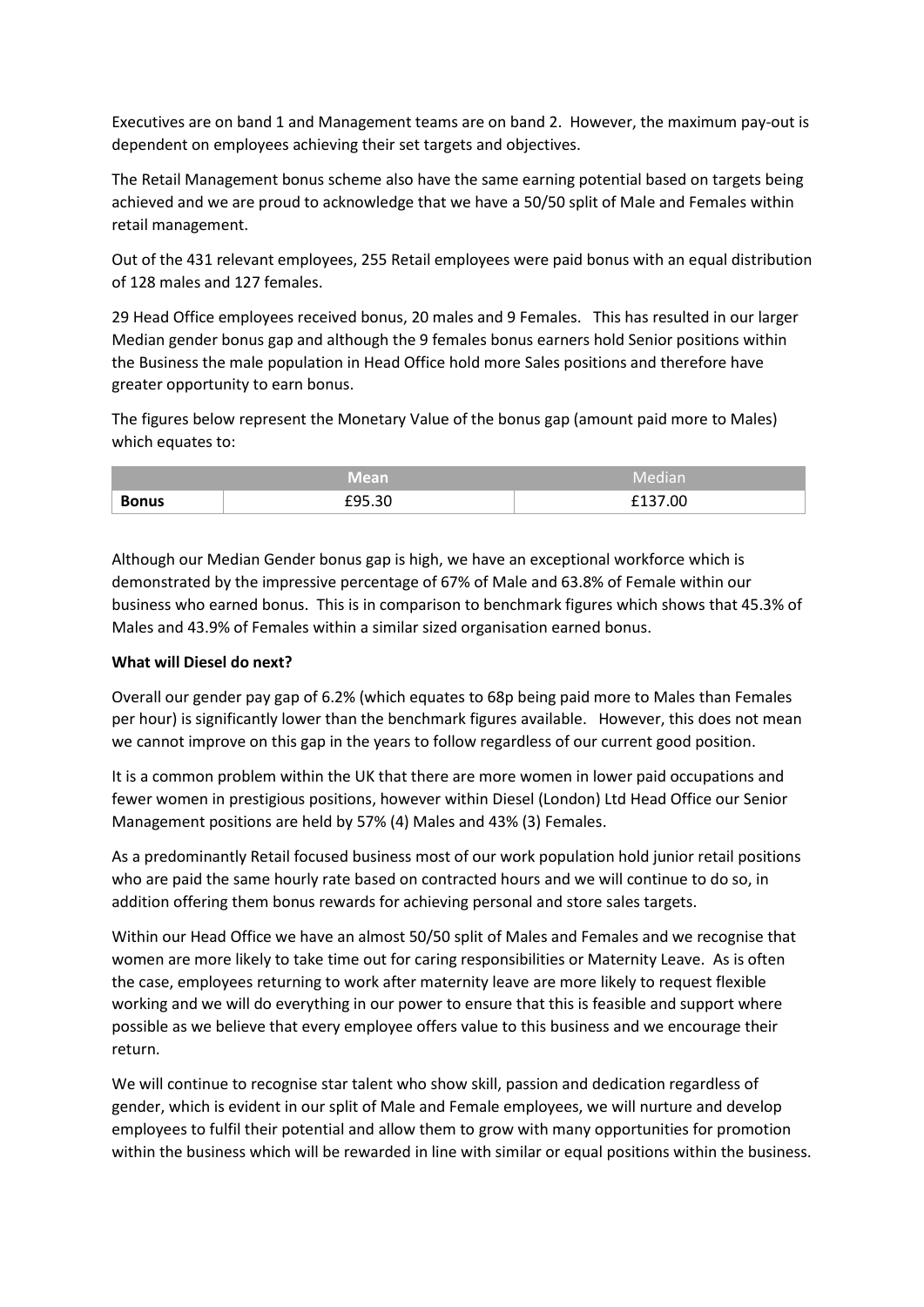Executives are on band 1 and Management teams are on band 2. However, the maximum pay-out is dependent on employees achieving their set targets and objectives.

The Retail Management bonus scheme also have the same earning potential based on targets being achieved and we are proud to acknowledge that we have a 50/50 split of Male and Females within retail management.

Out of the 431 relevant employees, 255 Retail employees were paid bonus with an equal distribution of 128 males and 127 females.

29 Head Office employees received bonus, 20 males and 9 Females. This has resulted in our larger Median gender bonus gap and although the 9 females bonus earners hold Senior positions within the Business the male population in Head Office hold more Sales positions and therefore have greater opportunity to earn bonus.

The figures below represent the Monetary Value of the bonus gap (amount paid more to Males) which equates to:

| | Mean | Median |
|---|---|---|
| **Bonus** | £95.30 | £137.00 |

Although our Median Gender bonus gap is high, we have an exceptional workforce which is demonstrated by the impressive percentage of 67% of Male and 63.8% of Female within our business who earned bonus. This is in comparison to benchmark figures which shows that 45.3% of Males and 43.9% of Females within a similar sized organisation earned bonus.

**What will Diesel do next?**

Overall our gender pay gap of 6.2% (which equates to 68p being paid more to Males than Females per hour) is significantly lower than the benchmark figures available. However, this does not mean we cannot improve on this gap in the years to follow regardless of our current good position.

It is a common problem within the UK that there are more women in lower paid occupations and fewer women in prestigious positions, however within Diesel (London) Ltd Head Office our Senior Management positions are held by 57% (4) Males and 43% (3) Females.

As a predominantly Retail focused business most of our work population hold junior retail positions who are paid the same hourly rate based on contracted hours and we will continue to do so, in addition offering them bonus rewards for achieving personal and store sales targets.

Within our Head Office we have an almost 50/50 split of Males and Females and we recognise that women are more likely to take time out for caring responsibilities or Maternity Leave. As is often the case, employees returning to work after maternity leave are more likely to request flexible working and we will do everything in our power to ensure that this is feasible and support where possible as we believe that every employee offers value to this business and we encourage their return.

We will continue to recognise star talent who show skill, passion and dedication regardless of gender, which is evident in our split of Male and Female employees, we will nurture and develop employees to fulfil their potential and allow them to grow with many opportunities for promotion within the business which will be rewarded in line with similar or equal positions within the business.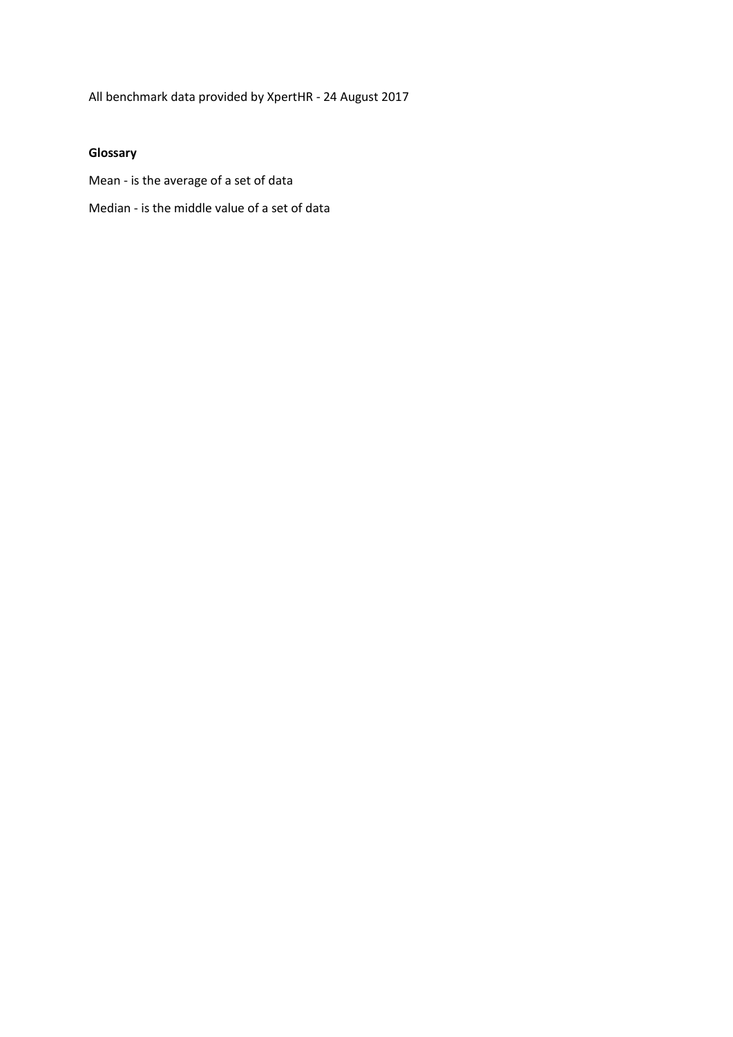All benchmark data provided by XpertHR - 24 August 2017

**Glossary**

Mean - is the average of a set of data

Median - is the middle value of a set of data